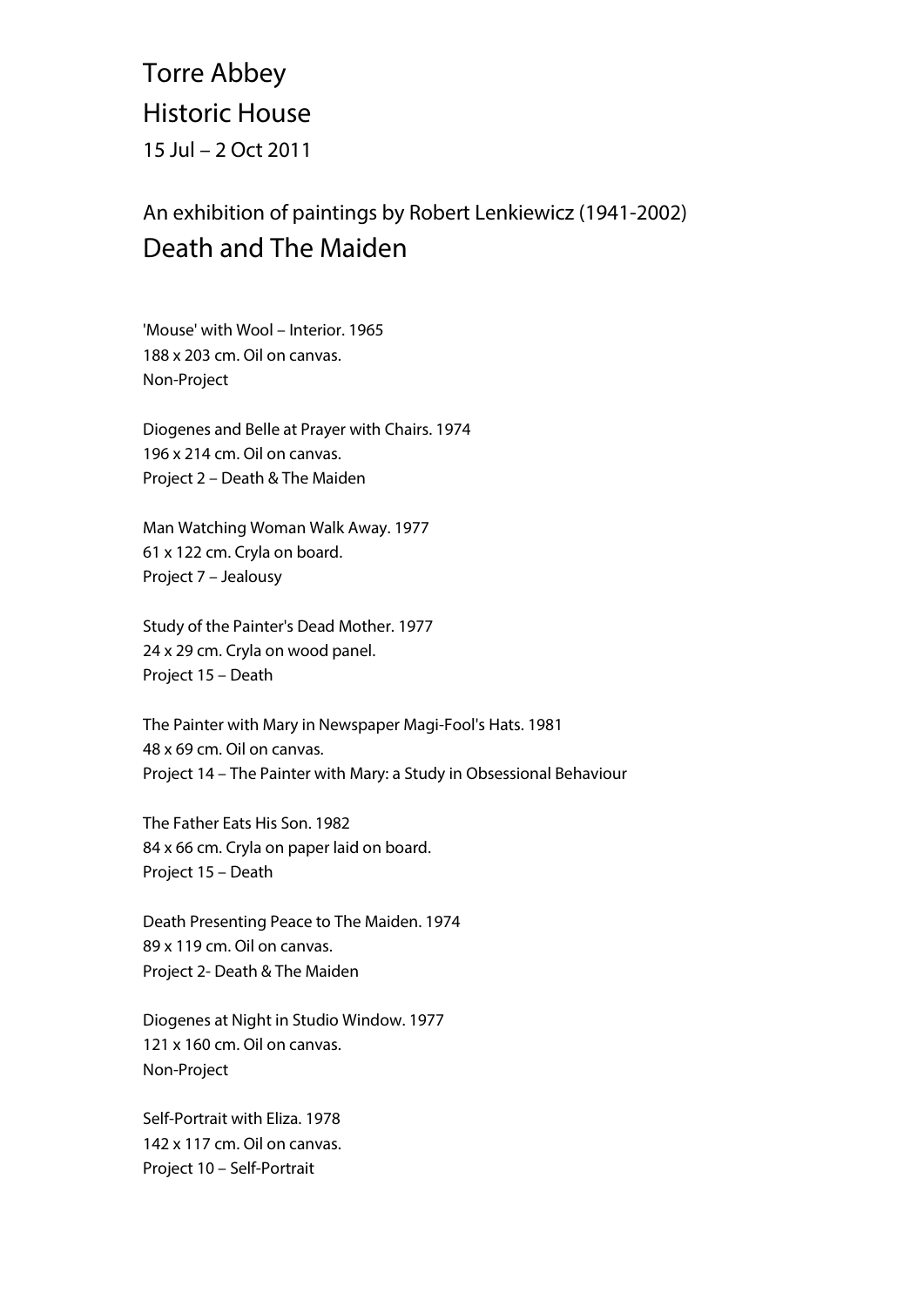# Torre Abbey

## Historic House

15 Jul – 2 Oct 2011

## An exhibition of paintings by Robert Lenkiewicz (1941-2002)

# Death and The Maiden

'Mouse' with Wool – Interior. 1965
188 x 203 cm. Oil on canvas.
Non-Project

Diogenes and Belle at Prayer with Chairs. 1974
196 x 214 cm. Oil on canvas.
Project 2 – Death & The Maiden

Man Watching Woman Walk Away. 1977
61 x 122 cm. Cryla on board.
Project 7 – Jealousy

Study of the Painter's Dead Mother. 1977
24 x 29 cm. Cryla on wood panel.
Project 15 – Death

The Painter with Mary in Newspaper Magi-Fool's Hats. 1981
48 x 69 cm. Oil on canvas.
Project 14 – The Painter with Mary: a Study in Obsessional Behaviour

The Father Eats His Son. 1982
84 x 66 cm. Cryla on paper laid on board.
Project 15 – Death

Death Presenting Peace to The Maiden. 1974
89 x 119 cm. Oil on canvas.
Project 2- Death & The Maiden

Diogenes at Night in Studio Window. 1977
121 x 160 cm. Oil on canvas.
Non-Project

Self-Portrait with Eliza. 1978
142 x 117 cm. Oil on canvas.
Project 10 – Self-Portrait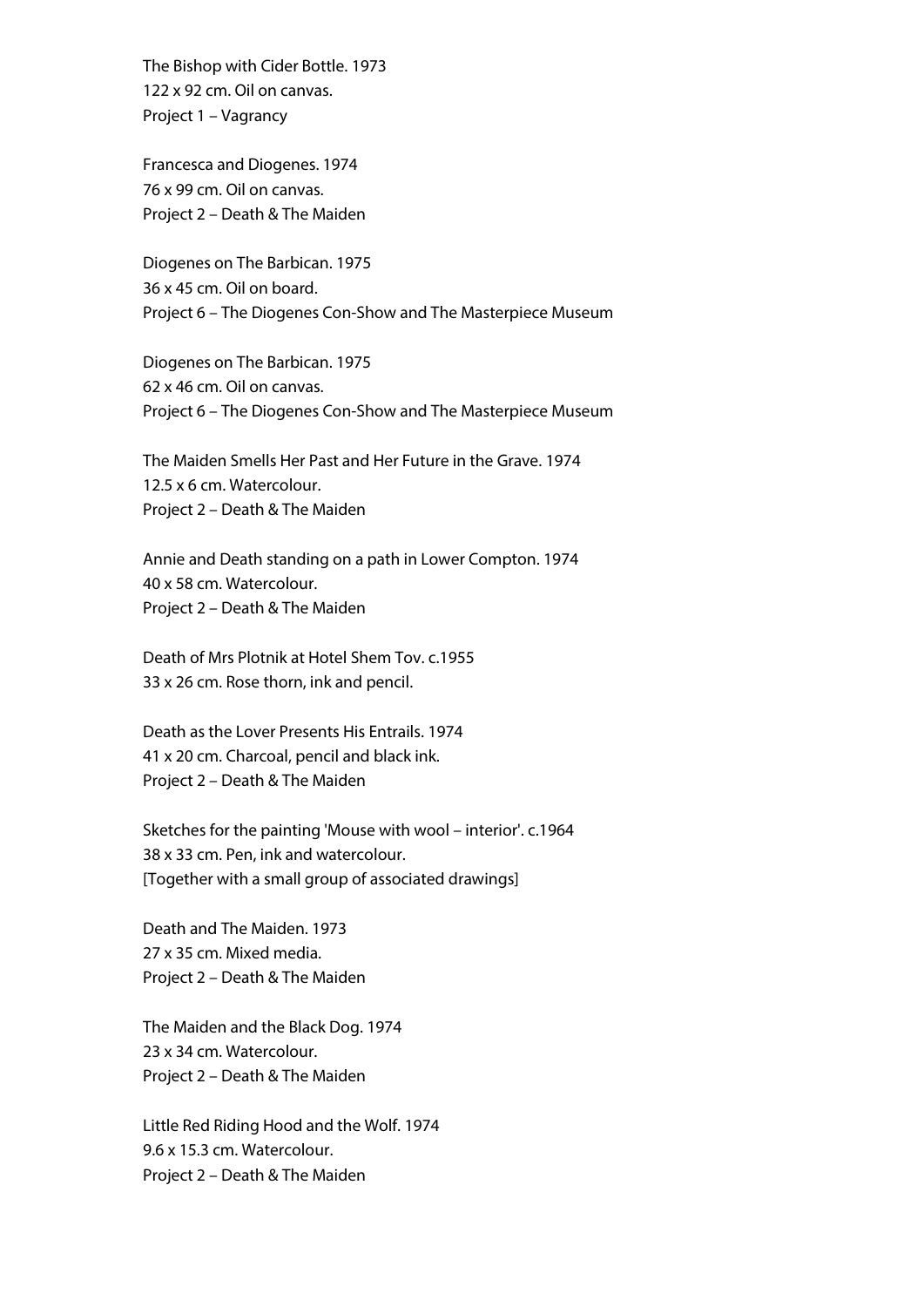The Bishop with Cider Bottle. 1973
122 x 92 cm. Oil on canvas.
Project 1 – Vagrancy

Francesca and Diogenes. 1974
76 x 99 cm. Oil on canvas.
Project 2 – Death & The Maiden

Diogenes on The Barbican. 1975
36 x 45 cm. Oil on board.
Project 6 – The Diogenes Con-Show and The Masterpiece Museum

Diogenes on The Barbican. 1975
62 x 46 cm. Oil on canvas.
Project 6 – The Diogenes Con-Show and The Masterpiece Museum

The Maiden Smells Her Past and Her Future in the Grave. 1974
12.5 x 6 cm. Watercolour.
Project 2 – Death & The Maiden

Annie and Death standing on a path in Lower Compton. 1974
40 x 58 cm. Watercolour.
Project 2 – Death & The Maiden

Death of Mrs Plotnik at Hotel Shem Tov. c.1955
33 x 26 cm. Rose thorn, ink and pencil.

Death as the Lover Presents His Entrails. 1974
41 x 20 cm. Charcoal, pencil and black ink.
Project 2 – Death & The Maiden

Sketches for the painting 'Mouse with wool – interior'. c.1964
38 x 33 cm. Pen, ink and watercolour.
[Together with a small group of associated drawings]

Death and The Maiden. 1973
27 x 35 cm. Mixed media.
Project 2 – Death & The Maiden

The Maiden and the Black Dog. 1974
23 x 34 cm. Watercolour.
Project 2 – Death & The Maiden

Little Red Riding Hood and the Wolf. 1974
9.6 x 15.3 cm. Watercolour.
Project 2 – Death & The Maiden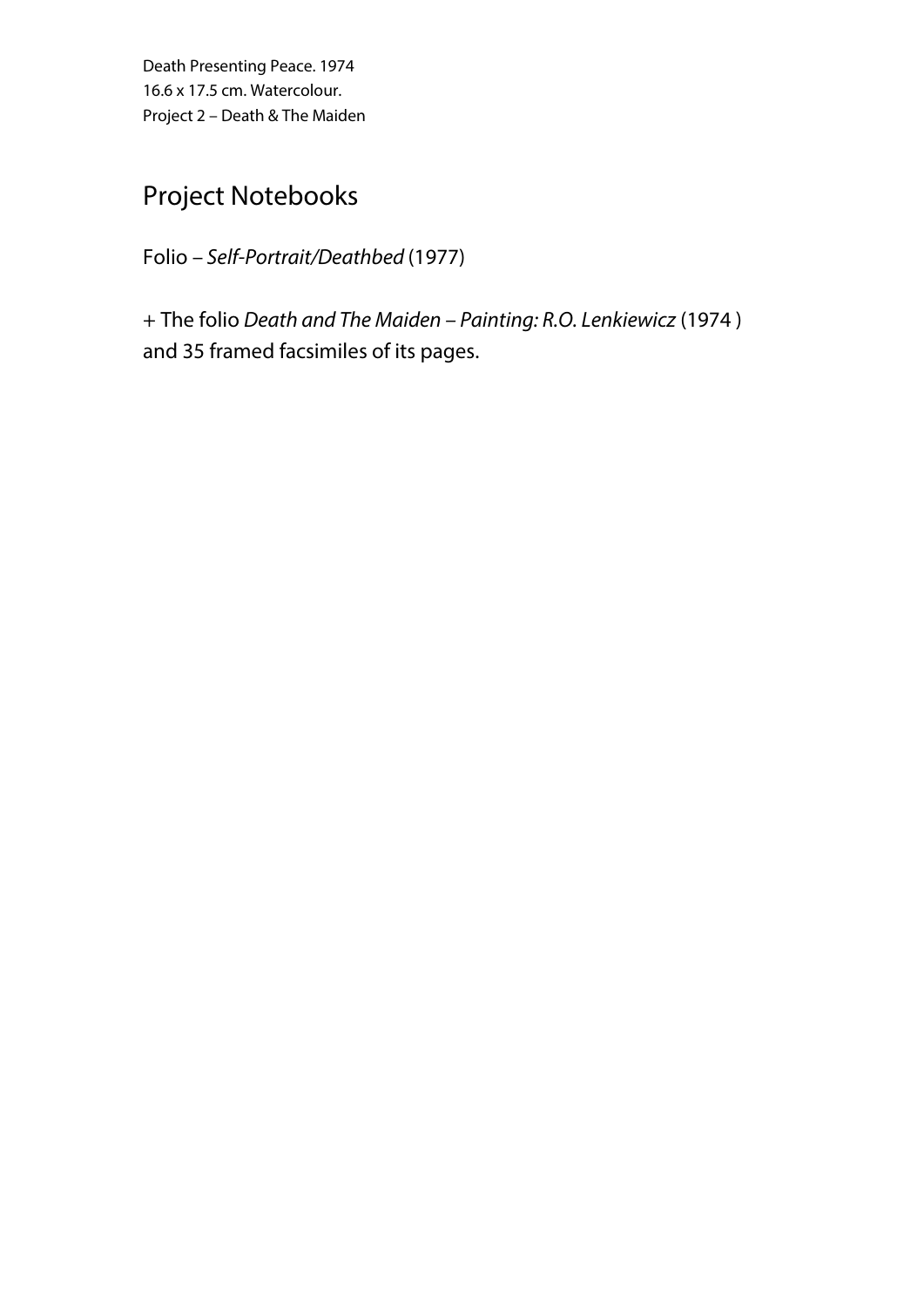Death Presenting Peace. 1974
16.6 x 17.5 cm. Watercolour.
Project 2 – Death & The Maiden

## Project Notebooks

Folio – *Self-Portrait/Deathbed* (1977)

+ The folio *Death and The Maiden – Painting: R.O. Lenkiewicz* (1974 ) and 35 framed facsimiles of its pages.